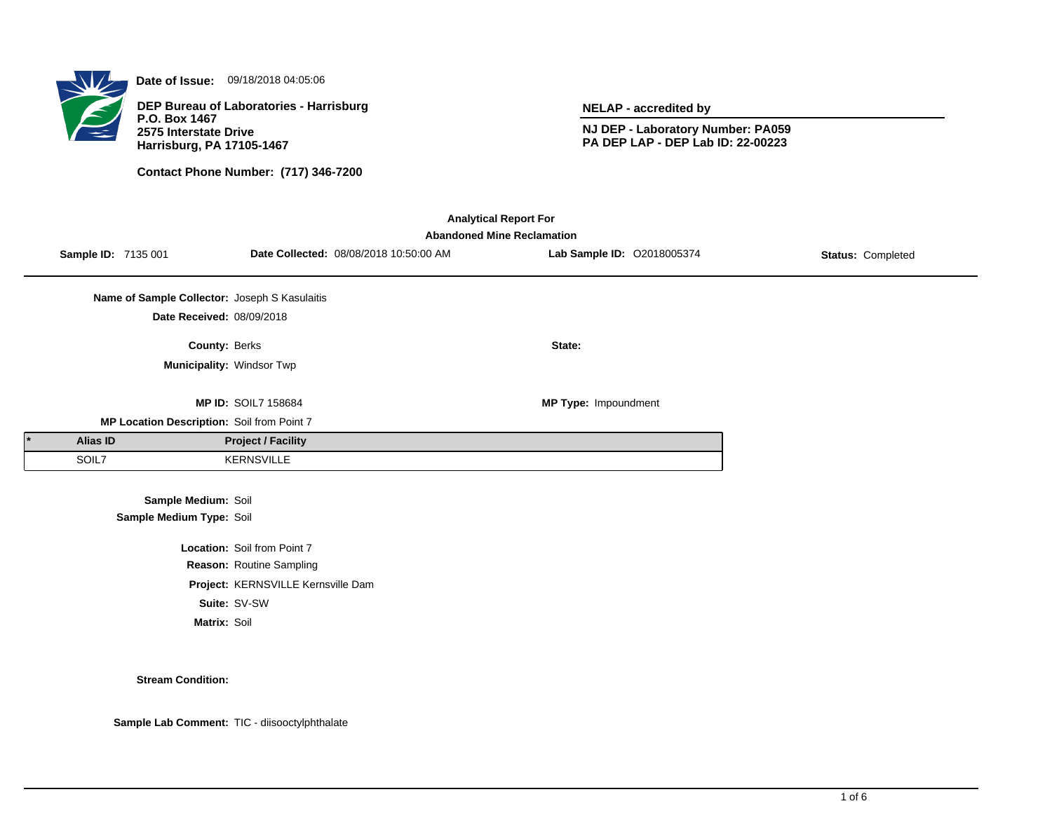**Date of Issue:** 09/18/2018 04:05:06

**DEP Bureau of Laboratories - Harrisburg**
**P.O. Box 1467**
**2575 Interstate Drive**
**Harrisburg, PA 17105-1467**

**Contact Phone Number: (717) 346-7200**

**NELAP - accredited by**

**NJ DEP - Laboratory Number: PA059**
**PA DEP LAP - DEP Lab ID: 22-00223**

## Analytical Report For
## Abandoned Mine Reclamation

**Sample ID:** 7135 001 **Date Collected:** 08/08/2018 10:50:00 AM **Lab Sample ID:** O2018005374 **Status:** Completed

**Name of Sample Collector:** Joseph S Kasulaitis

**Date Received:** 08/09/2018

**County:** Berks **State:**

**Municipality:** Windsor Twp

**MP ID:** SOIL7 158684 **MP Type:** Impoundment

**MP Location Description:** Soil from Point 7

| * | Alias ID | Project / Facility |
|---|---|---|
| | SOIL7 | KERNSVILLE |

**Sample Medium:** Soil

**Sample Medium Type:** Soil

**Location:** Soil from Point 7

**Reason:** Routine Sampling

**Project:** KERNSVILLE Kernsville Dam

**Suite:** SV-SW

**Matrix:** Soil

**Stream Condition:**

**Sample Lab Comment:** TIC - diisooctylphthalate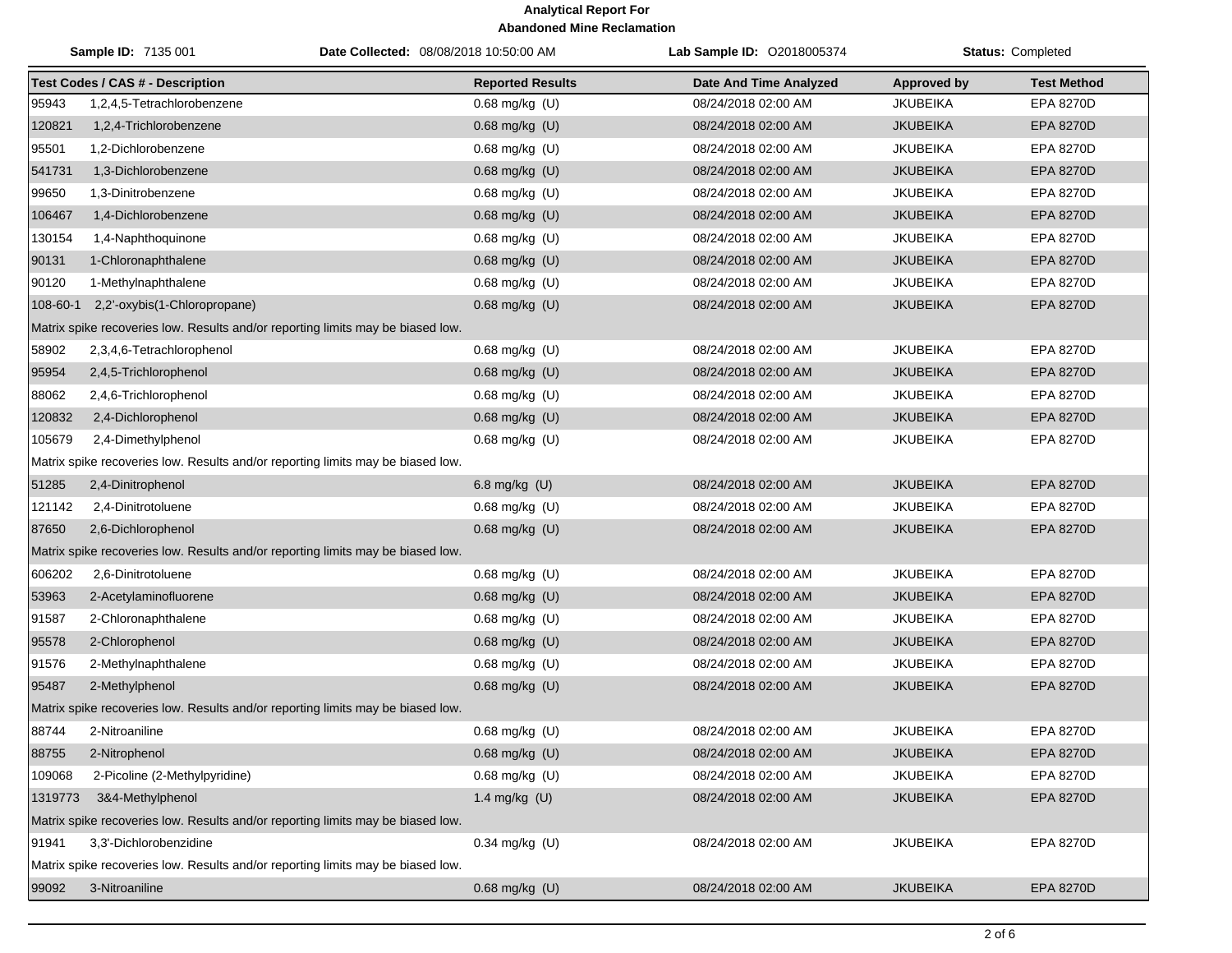# Analytical Report For
## Abandoned Mine Reclamation

**Sample ID:** 7135 001 | **Date Collected:** 08/08/2018 10:50:00 AM | **Lab Sample ID:** O2018005374 | **Status:** Completed

| Test Codes / CAS # - Description | Reported Results | Date And Time Analyzed | Approved by | Test Method |
|---|---|---|---|---|
| 95943 1,2,4,5-Tetrachlorobenzene | 0.68 mg/kg (U) | 08/24/2018 02:00 AM | JKUBEIKA | EPA 8270D |
| 120821 1,2,4-Trichlorobenzene | 0.68 mg/kg (U) | 08/24/2018 02:00 AM | JKUBEIKA | EPA 8270D |
| 95501 1,2-Dichlorobenzene | 0.68 mg/kg (U) | 08/24/2018 02:00 AM | JKUBEIKA | EPA 8270D |
| 541731 1,3-Dichlorobenzene | 0.68 mg/kg (U) | 08/24/2018 02:00 AM | JKUBEIKA | EPA 8270D |
| 99650 1,3-Dinitrobenzene | 0.68 mg/kg (U) | 08/24/2018 02:00 AM | JKUBEIKA | EPA 8270D |
| 106467 1,4-Dichlorobenzene | 0.68 mg/kg (U) | 08/24/2018 02:00 AM | JKUBEIKA | EPA 8270D |
| 130154 1,4-Naphthoquinone | 0.68 mg/kg (U) | 08/24/2018 02:00 AM | JKUBEIKA | EPA 8270D |
| 90131 1-Chloronaphthalene | 0.68 mg/kg (U) | 08/24/2018 02:00 AM | JKUBEIKA | EPA 8270D |
| 90120 1-Methylnaphthalene | 0.68 mg/kg (U) | 08/24/2018 02:00 AM | JKUBEIKA | EPA 8270D |
| 108-60-1 2,2'-oxybis(1-Chloropropane) | 0.68 mg/kg (U) | 08/24/2018 02:00 AM | JKUBEIKA | EPA 8270D |
| Matrix spike recoveries low. Results and/or reporting limits may be biased low. | | | | |
| 58902 2,3,4,6-Tetrachlorophenol | 0.68 mg/kg (U) | 08/24/2018 02:00 AM | JKUBEIKA | EPA 8270D |
| 95954 2,4,5-Trichlorophenol | 0.68 mg/kg (U) | 08/24/2018 02:00 AM | JKUBEIKA | EPA 8270D |
| 88062 2,4,6-Trichlorophenol | 0.68 mg/kg (U) | 08/24/2018 02:00 AM | JKUBEIKA | EPA 8270D |
| 120832 2,4-Dichlorophenol | 0.68 mg/kg (U) | 08/24/2018 02:00 AM | JKUBEIKA | EPA 8270D |
| 105679 2,4-Dimethylphenol | 0.68 mg/kg (U) | 08/24/2018 02:00 AM | JKUBEIKA | EPA 8270D |
| Matrix spike recoveries low. Results and/or reporting limits may be biased low. | | | | |
| 51285 2,4-Dinitrophenol | 6.8 mg/kg (U) | 08/24/2018 02:00 AM | JKUBEIKA | EPA 8270D |
| 121142 2,4-Dinitrotoluene | 0.68 mg/kg (U) | 08/24/2018 02:00 AM | JKUBEIKA | EPA 8270D |
| 87650 2,6-Dichlorophenol | 0.68 mg/kg (U) | 08/24/2018 02:00 AM | JKUBEIKA | EPA 8270D |
| Matrix spike recoveries low. Results and/or reporting limits may be biased low. | | | | |
| 606202 2,6-Dinitrotoluene | 0.68 mg/kg (U) | 08/24/2018 02:00 AM | JKUBEIKA | EPA 8270D |
| 53963 2-Acetylaminofluorene | 0.68 mg/kg (U) | 08/24/2018 02:00 AM | JKUBEIKA | EPA 8270D |
| 91587 2-Chloronaphthalene | 0.68 mg/kg (U) | 08/24/2018 02:00 AM | JKUBEIKA | EPA 8270D |
| 95578 2-Chlorophenol | 0.68 mg/kg (U) | 08/24/2018 02:00 AM | JKUBEIKA | EPA 8270D |
| 91576 2-Methylnaphthalene | 0.68 mg/kg (U) | 08/24/2018 02:00 AM | JKUBEIKA | EPA 8270D |
| 95487 2-Methylphenol | 0.68 mg/kg (U) | 08/24/2018 02:00 AM | JKUBEIKA | EPA 8270D |
| Matrix spike recoveries low. Results and/or reporting limits may be biased low. | | | | |
| 88744 2-Nitroaniline | 0.68 mg/kg (U) | 08/24/2018 02:00 AM | JKUBEIKA | EPA 8270D |
| 88755 2-Nitrophenol | 0.68 mg/kg (U) | 08/24/2018 02:00 AM | JKUBEIKA | EPA 8270D |
| 109068 2-Picoline (2-Methylpyridine) | 0.68 mg/kg (U) | 08/24/2018 02:00 AM | JKUBEIKA | EPA 8270D |
| 1319773 3&4-Methylphenol | 1.4 mg/kg (U) | 08/24/2018 02:00 AM | JKUBEIKA | EPA 8270D |
| Matrix spike recoveries low. Results and/or reporting limits may be biased low. | | | | |
| 91941 3,3'-Dichlorobenzidine | 0.34 mg/kg (U) | 08/24/2018 02:00 AM | JKUBEIKA | EPA 8270D |
| Matrix spike recoveries low. Results and/or reporting limits may be biased low. | | | | |
| 99092 3-Nitroaniline | 0.68 mg/kg (U) | 08/24/2018 02:00 AM | JKUBEIKA | EPA 8270D |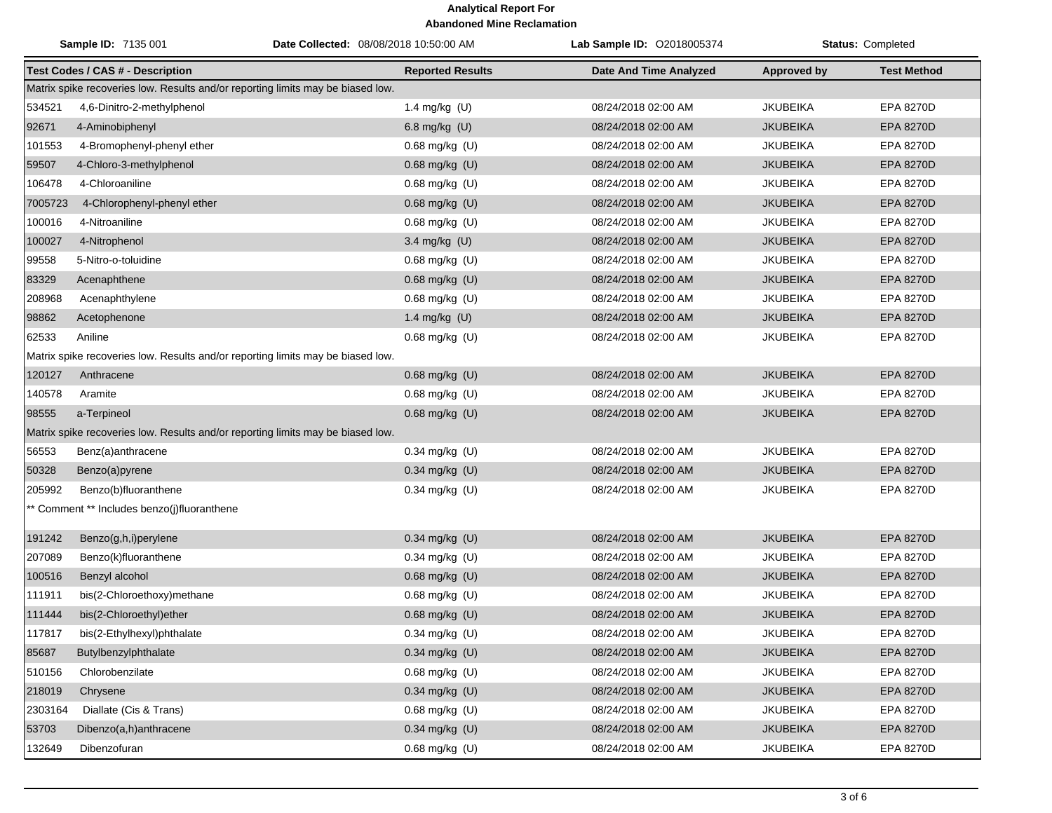**Analytical Report For**
**Abandoned Mine Reclamation**

**Sample ID:** 7135 001 **Date Collected:** 08/08/2018 10:50:00 AM **Lab Sample ID:** O2018005374 **Status:** Completed

| Test Codes / CAS # - Description | Reported Results | Date And Time Analyzed | Approved by | Test Method |
|---|---|---|---|---|
| Matrix spike recoveries low. Results and/or reporting limits may be biased low. | | | | |
| 534521 4,6-Dinitro-2-methylphenol | 1.4 mg/kg (U) | 08/24/2018 02:00 AM | JKUBEIKA | EPA 8270D |
| 92671 4-Aminobiphenyl | 6.8 mg/kg (U) | 08/24/2018 02:00 AM | JKUBEIKA | EPA 8270D |
| 101553 4-Bromophenyl-phenyl ether | 0.68 mg/kg (U) | 08/24/2018 02:00 AM | JKUBEIKA | EPA 8270D |
| 59507 4-Chloro-3-methylphenol | 0.68 mg/kg (U) | 08/24/2018 02:00 AM | JKUBEIKA | EPA 8270D |
| 106478 4-Chloroaniline | 0.68 mg/kg (U) | 08/24/2018 02:00 AM | JKUBEIKA | EPA 8270D |
| 7005723 4-Chlorophenyl-phenyl ether | 0.68 mg/kg (U) | 08/24/2018 02:00 AM | JKUBEIKA | EPA 8270D |
| 100016 4-Nitroaniline | 0.68 mg/kg (U) | 08/24/2018 02:00 AM | JKUBEIKA | EPA 8270D |
| 100027 4-Nitrophenol | 3.4 mg/kg (U) | 08/24/2018 02:00 AM | JKUBEIKA | EPA 8270D |
| 99558 5-Nitro-o-toluidine | 0.68 mg/kg (U) | 08/24/2018 02:00 AM | JKUBEIKA | EPA 8270D |
| 83329 Acenaphthene | 0.68 mg/kg (U) | 08/24/2018 02:00 AM | JKUBEIKA | EPA 8270D |
| 208968 Acenaphthylene | 0.68 mg/kg (U) | 08/24/2018 02:00 AM | JKUBEIKA | EPA 8270D |
| 98862 Acetophenone | 1.4 mg/kg (U) | 08/24/2018 02:00 AM | JKUBEIKA | EPA 8270D |
| 62533 Aniline | 0.68 mg/kg (U) | 08/24/2018 02:00 AM | JKUBEIKA | EPA 8270D |
| Matrix spike recoveries low. Results and/or reporting limits may be biased low. | | | | |
| 120127 Anthracene | 0.68 mg/kg (U) | 08/24/2018 02:00 AM | JKUBEIKA | EPA 8270D |
| 140578 Aramite | 0.68 mg/kg (U) | 08/24/2018 02:00 AM | JKUBEIKA | EPA 8270D |
| 98555 a-Terpineol | 0.68 mg/kg (U) | 08/24/2018 02:00 AM | JKUBEIKA | EPA 8270D |
| Matrix spike recoveries low. Results and/or reporting limits may be biased low. | | | | |
| 56553 Benz(a)anthracene | 0.34 mg/kg (U) | 08/24/2018 02:00 AM | JKUBEIKA | EPA 8270D |
| 50328 Benzo(a)pyrene | 0.34 mg/kg (U) | 08/24/2018 02:00 AM | JKUBEIKA | EPA 8270D |
| 205992 Benzo(b)fluoranthene | 0.34 mg/kg (U) | 08/24/2018 02:00 AM | JKUBEIKA | EPA 8270D |
| ** Comment ** Includes benzo(j)fluoranthene | | | | |
| 191242 Benzo(g,h,i)perylene | 0.34 mg/kg (U) | 08/24/2018 02:00 AM | JKUBEIKA | EPA 8270D |
| 207089 Benzo(k)fluoranthene | 0.34 mg/kg (U) | 08/24/2018 02:00 AM | JKUBEIKA | EPA 8270D |
| 100516 Benzyl alcohol | 0.68 mg/kg (U) | 08/24/2018 02:00 AM | JKUBEIKA | EPA 8270D |
| 111911 bis(2-Chloroethoxy)methane | 0.68 mg/kg (U) | 08/24/2018 02:00 AM | JKUBEIKA | EPA 8270D |
| 111444 bis(2-Chloroethyl)ether | 0.68 mg/kg (U) | 08/24/2018 02:00 AM | JKUBEIKA | EPA 8270D |
| 117817 bis(2-Ethylhexyl)phthalate | 0.34 mg/kg (U) | 08/24/2018 02:00 AM | JKUBEIKA | EPA 8270D |
| 85687 Butylbenzylphthalate | 0.34 mg/kg (U) | 08/24/2018 02:00 AM | JKUBEIKA | EPA 8270D |
| 510156 Chlorobenzilate | 0.68 mg/kg (U) | 08/24/2018 02:00 AM | JKUBEIKA | EPA 8270D |
| 218019 Chrysene | 0.34 mg/kg (U) | 08/24/2018 02:00 AM | JKUBEIKA | EPA 8270D |
| 2303164 Diallate (Cis & Trans) | 0.68 mg/kg (U) | 08/24/2018 02:00 AM | JKUBEIKA | EPA 8270D |
| 53703 Dibenzo(a,h)anthracene | 0.34 mg/kg (U) | 08/24/2018 02:00 AM | JKUBEIKA | EPA 8270D |
| 132649 Dibenzofuran | 0.68 mg/kg (U) | 08/24/2018 02:00 AM | JKUBEIKA | EPA 8270D |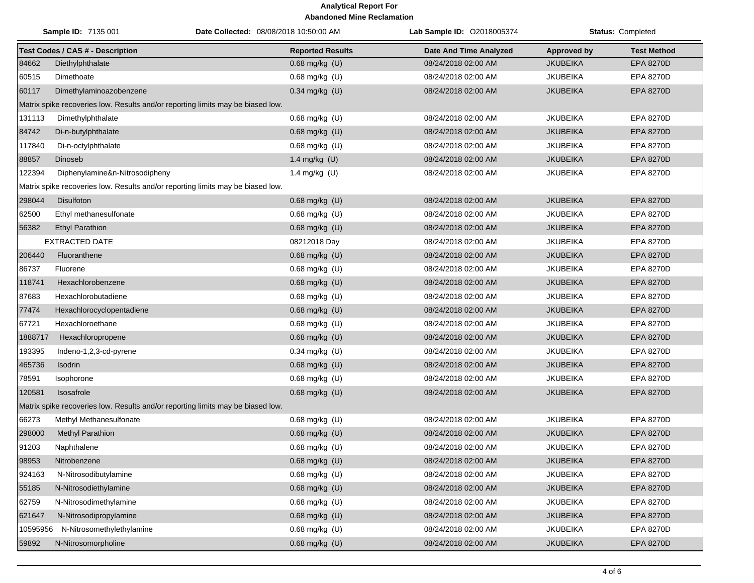# Analytical Report For
## Abandoned Mine Reclamation

**Sample ID:** 7135 001 **Date Collected:** 08/08/2018 10:50:00 AM **Lab Sample ID:** O2018005374 **Status:** Completed

| Test Codes / CAS # - Description | Reported Results | Date And Time Analyzed | Approved by | Test Method |
|---|---|---|---|---|
| 84662 Diethylphthalate | 0.68 mg/kg (U) | 08/24/2018 02:00 AM | JKUBEIKA | EPA 8270D |
| 60515 Dimethoate | 0.68 mg/kg (U) | 08/24/2018 02:00 AM | JKUBEIKA | EPA 8270D |
| 60117 Dimethylaminoazobenzene | 0.34 mg/kg (U) | 08/24/2018 02:00 AM | JKUBEIKA | EPA 8270D |
| Matrix spike recoveries low. Results and/or reporting limits may be biased low. | | | | |
| 131113 Dimethylphthalate | 0.68 mg/kg (U) | 08/24/2018 02:00 AM | JKUBEIKA | EPA 8270D |
| 84742 Di-n-butylphthalate | 0.68 mg/kg (U) | 08/24/2018 02:00 AM | JKUBEIKA | EPA 8270D |
| 117840 Di-n-octylphthalate | 0.68 mg/kg (U) | 08/24/2018 02:00 AM | JKUBEIKA | EPA 8270D |
| 88857 Dinoseb | 1.4 mg/kg (U) | 08/24/2018 02:00 AM | JKUBEIKA | EPA 8270D |
| 122394 Diphenylamine&n-Nitrosodipheny | 1.4 mg/kg (U) | 08/24/2018 02:00 AM | JKUBEIKA | EPA 8270D |
| Matrix spike recoveries low. Results and/or reporting limits may be biased low. | | | | |
| 298044 Disulfoton | 0.68 mg/kg (U) | 08/24/2018 02:00 AM | JKUBEIKA | EPA 8270D |
| 62500 Ethyl methanesulfonate | 0.68 mg/kg (U) | 08/24/2018 02:00 AM | JKUBEIKA | EPA 8270D |
| 56382 Ethyl Parathion | 0.68 mg/kg (U) | 08/24/2018 02:00 AM | JKUBEIKA | EPA 8270D |
| EXTRACTED DATE | 08212018 Day | 08/24/2018 02:00 AM | JKUBEIKA | EPA 8270D |
| 206440 Fluoranthene | 0.68 mg/kg (U) | 08/24/2018 02:00 AM | JKUBEIKA | EPA 8270D |
| 86737 Fluorene | 0.68 mg/kg (U) | 08/24/2018 02:00 AM | JKUBEIKA | EPA 8270D |
| 118741 Hexachlorobenzene | 0.68 mg/kg (U) | 08/24/2018 02:00 AM | JKUBEIKA | EPA 8270D |
| 87683 Hexachlorobutadiene | 0.68 mg/kg (U) | 08/24/2018 02:00 AM | JKUBEIKA | EPA 8270D |
| 77474 Hexachlorocyclopentadiene | 0.68 mg/kg (U) | 08/24/2018 02:00 AM | JKUBEIKA | EPA 8270D |
| 67721 Hexachloroethane | 0.68 mg/kg (U) | 08/24/2018 02:00 AM | JKUBEIKA | EPA 8270D |
| 1888717 Hexachloropropene | 0.68 mg/kg (U) | 08/24/2018 02:00 AM | JKUBEIKA | EPA 8270D |
| 193395 Indeno-1,2,3-cd-pyrene | 0.34 mg/kg (U) | 08/24/2018 02:00 AM | JKUBEIKA | EPA 8270D |
| 465736 Isodrin | 0.68 mg/kg (U) | 08/24/2018 02:00 AM | JKUBEIKA | EPA 8270D |
| 78591 Isophorone | 0.68 mg/kg (U) | 08/24/2018 02:00 AM | JKUBEIKA | EPA 8270D |
| 120581 Isosafrole | 0.68 mg/kg (U) | 08/24/2018 02:00 AM | JKUBEIKA | EPA 8270D |
| Matrix spike recoveries low. Results and/or reporting limits may be biased low. | | | | |
| 66273 Methyl Methanesulfonate | 0.68 mg/kg (U) | 08/24/2018 02:00 AM | JKUBEIKA | EPA 8270D |
| 298000 Methyl Parathion | 0.68 mg/kg (U) | 08/24/2018 02:00 AM | JKUBEIKA | EPA 8270D |
| 91203 Naphthalene | 0.68 mg/kg (U) | 08/24/2018 02:00 AM | JKUBEIKA | EPA 8270D |
| 98953 Nitrobenzene | 0.68 mg/kg (U) | 08/24/2018 02:00 AM | JKUBEIKA | EPA 8270D |
| 924163 N-Nitrosodibutylamine | 0.68 mg/kg (U) | 08/24/2018 02:00 AM | JKUBEIKA | EPA 8270D |
| 55185 N-Nitrosodiethylamine | 0.68 mg/kg (U) | 08/24/2018 02:00 AM | JKUBEIKA | EPA 8270D |
| 62759 N-Nitrosodimethylamine | 0.68 mg/kg (U) | 08/24/2018 02:00 AM | JKUBEIKA | EPA 8270D |
| 621647 N-Nitrosodipropylamine | 0.68 mg/kg (U) | 08/24/2018 02:00 AM | JKUBEIKA | EPA 8270D |
| 10595956 N-Nitrosomethylethylamine | 0.68 mg/kg (U) | 08/24/2018 02:00 AM | JKUBEIKA | EPA 8270D |
| 59892 N-Nitrosomorpholine | 0.68 mg/kg (U) | 08/24/2018 02:00 AM | JKUBEIKA | EPA 8270D |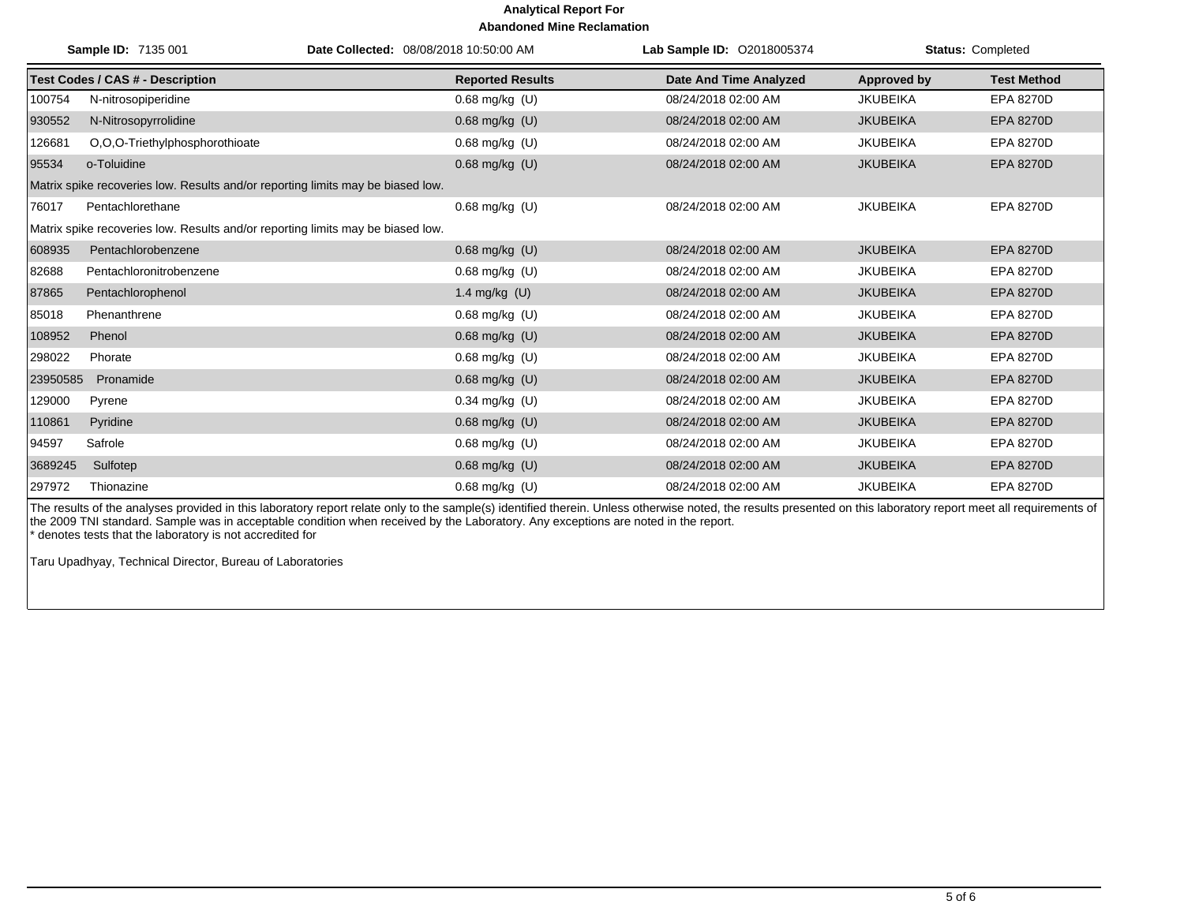**Analytical Report For**
**Abandoned Mine Reclamation**

**Sample ID:** 7135 001 **Date Collected:** 08/08/2018 10:50:00 AM **Lab Sample ID:** O2018005374 **Status:** Completed

| Test Codes / CAS # - Description | Reported Results | Date And Time Analyzed | Approved by | Test Method |
|---|---|---|---|---|
| 100754 N-nitrosopiperidine | 0.68 mg/kg (U) | 08/24/2018 02:00 AM | JKUBEIKA | EPA 8270D |
| 930552 N-Nitrosopyrrolidine | 0.68 mg/kg (U) | 08/24/2018 02:00 AM | JKUBEIKA | EPA 8270D |
| 126681 O,O,O-Triethylphosphorothioate | 0.68 mg/kg (U) | 08/24/2018 02:00 AM | JKUBEIKA | EPA 8270D |
| 95534 o-Toluidine | 0.68 mg/kg (U) | 08/24/2018 02:00 AM | JKUBEIKA | EPA 8270D |
| Matrix spike recoveries low. Results and/or reporting limits may be biased low. | | | | |
| 76017 Pentachlorethane | 0.68 mg/kg (U) | 08/24/2018 02:00 AM | JKUBEIKA | EPA 8270D |
| Matrix spike recoveries low. Results and/or reporting limits may be biased low. | | | | |
| 608935 Pentachlorobenzene | 0.68 mg/kg (U) | 08/24/2018 02:00 AM | JKUBEIKA | EPA 8270D |
| 82688 Pentachloronitrobenzene | 0.68 mg/kg (U) | 08/24/2018 02:00 AM | JKUBEIKA | EPA 8270D |
| 87865 Pentachlorophenol | 1.4 mg/kg (U) | 08/24/2018 02:00 AM | JKUBEIKA | EPA 8270D |
| 85018 Phenanthrene | 0.68 mg/kg (U) | 08/24/2018 02:00 AM | JKUBEIKA | EPA 8270D |
| 108952 Phenol | 0.68 mg/kg (U) | 08/24/2018 02:00 AM | JKUBEIKA | EPA 8270D |
| 298022 Phorate | 0.68 mg/kg (U) | 08/24/2018 02:00 AM | JKUBEIKA | EPA 8270D |
| 23950585 Pronamide | 0.68 mg/kg (U) | 08/24/2018 02:00 AM | JKUBEIKA | EPA 8270D |
| 129000 Pyrene | 0.34 mg/kg (U) | 08/24/2018 02:00 AM | JKUBEIKA | EPA 8270D |
| 110861 Pyridine | 0.68 mg/kg (U) | 08/24/2018 02:00 AM | JKUBEIKA | EPA 8270D |
| 94597 Safrole | 0.68 mg/kg (U) | 08/24/2018 02:00 AM | JKUBEIKA | EPA 8270D |
| 3689245 Sulfotep | 0.68 mg/kg (U) | 08/24/2018 02:00 AM | JKUBEIKA | EPA 8270D |
| 297972 Thionazine | 0.68 mg/kg (U) | 08/24/2018 02:00 AM | JKUBEIKA | EPA 8270D |

The results of the analyses provided in this laboratory report relate only to the sample(s) identified therein. Unless otherwise noted, the results presented on this laboratory report meet all requirements of the 2009 TNI standard. Sample was in acceptable condition when received by the Laboratory. Any exceptions are noted in the report.
* denotes tests that the laboratory is not accredited for

Taru Upadhyay, Technical Director, Bureau of Laboratories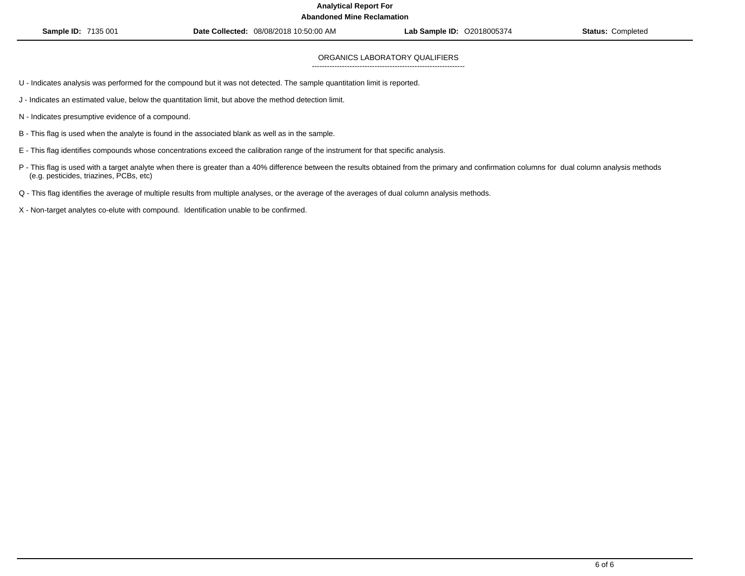ORGANICS LABORATORY QUALIFIERS

U - Indicates analysis was performed for the compound but it was not detected. The sample quantitation limit is reported.

J - Indicates an estimated value, below the quantitation limit, but above the method detection limit.

N - Indicates presumptive evidence of a compound.

B - This flag is used when the analyte is found in the associated blank as well as in the sample.

E - This flag identifies compounds whose concentrations exceed the calibration range of the instrument for that specific analysis.

P - This flag is used with a target analyte when there is greater than a 40% difference between the results obtained from the primary and confirmation columns for dual column analysis methods (e.g. pesticides, triazines, PCBs, etc)

Q - This flag identifies the average of multiple results from multiple analyses, or the average of the averages of dual column analysis methods.

X - Non-target analytes co-elute with compound. Identification unable to be confirmed.